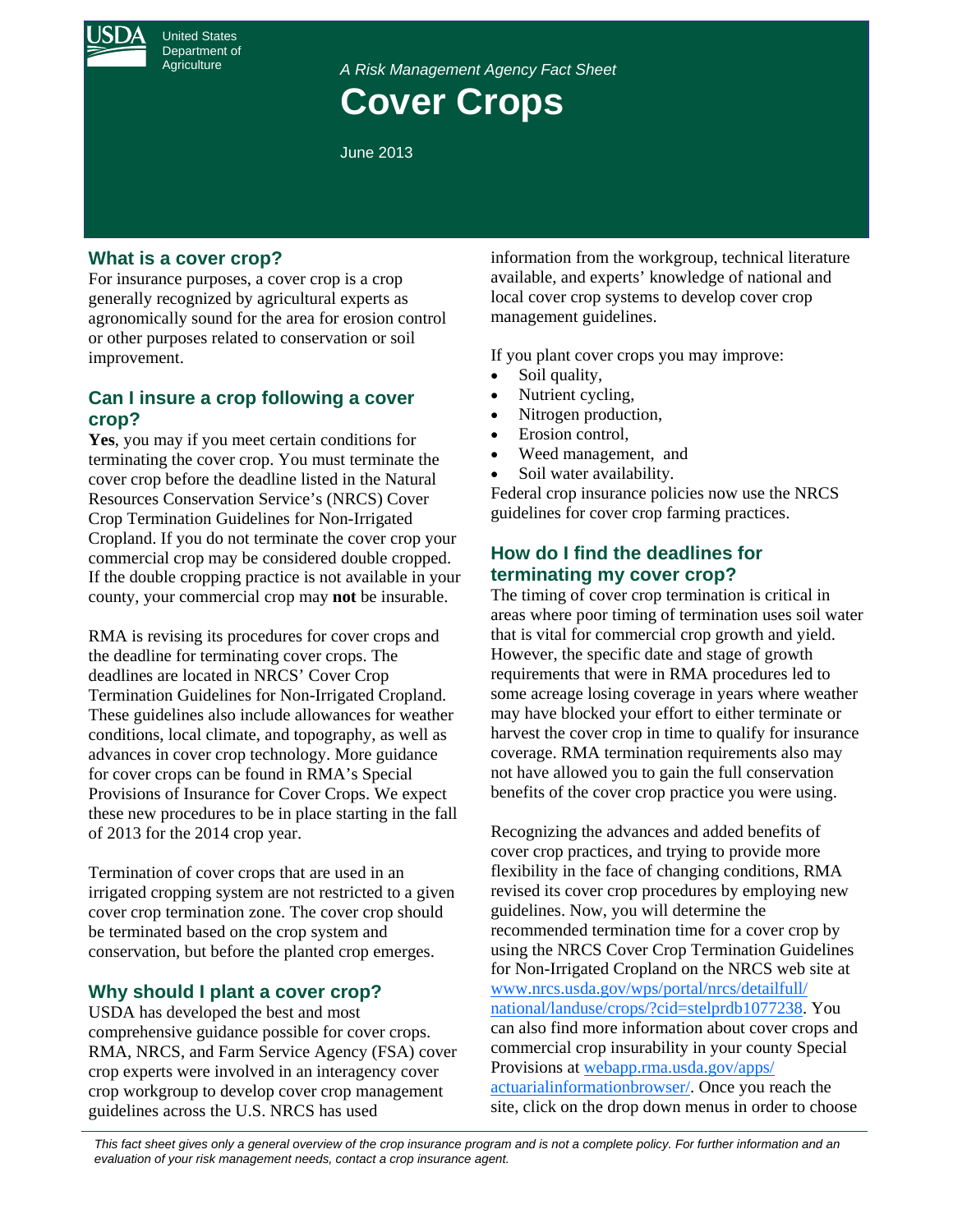United States Department of Agriculture

*A Risk Management Agency Fact Sheet*

# Cover Crops

June 2013

## What is a cover crop?

For insurance purposes, a cover crop is a crop generally recognized by agricultural experts as agronomically sound for the area for erosion control or other purposes related to conservation or soil improvement.

## Can I insure a crop following a cover crop?

**Yes**, you may if you meet certain conditions for terminating the cover crop. You must terminate the cover crop before the deadline listed in the Natural Resources Conservation Service's (NRCS) Cover Crop Termination Guidelines for Non-Irrigated Cropland. If you do not terminate the cover crop your commercial crop may be considered double cropped. If the double cropping practice is not available in your county, your commercial crop may **not** be insurable.

RMA is revising its procedures for cover crops and the deadline for terminating cover crops. The deadlines are located in NRCS' Cover Crop Termination Guidelines for Non-Irrigated Cropland. These guidelines also include allowances for weather conditions, local climate, and topography, as well as advances in cover crop technology. More guidance for cover crops can be found in RMA's Special Provisions of Insurance for Cover Crops. We expect these new procedures to be in place starting in the fall of 2013 for the 2014 crop year.

Termination of cover crops that are used in an irrigated cropping system are not restricted to a given cover crop termination zone. The cover crop should be terminated based on the crop system and conservation, but before the planted crop emerges.

## Why should I plant a cover crop?

USDA has developed the best and most comprehensive guidance possible for cover crops. RMA, NRCS, and Farm Service Agency (FSA) cover crop experts were involved in an interagency cover crop workgroup to develop cover crop management guidelines across the U.S. NRCS has used information from the workgroup, technical literature available, and experts' knowledge of national and local cover crop systems to develop cover crop management guidelines.

If you plant cover crops you may improve:

- Soil quality,
- Nutrient cycling,
- Nitrogen production,
- Erosion control,
- Weed management, and
- Soil water availability.

Federal crop insurance policies now use the NRCS guidelines for cover crop farming practices.

## How do I find the deadlines for terminating my cover crop?

The timing of cover crop termination is critical in areas where poor timing of termination uses soil water that is vital for commercial crop growth and yield. However, the specific date and stage of growth requirements that were in RMA procedures led to some acreage losing coverage in years where weather may have blocked your effort to either terminate or harvest the cover crop in time to qualify for insurance coverage. RMA termination requirements also may not have allowed you to gain the full conservation benefits of the cover crop practice you were using.

Recognizing the advances and added benefits of cover crop practices, and trying to provide more flexibility in the face of changing conditions, RMA revised its cover crop procedures by employing new guidelines. Now, you will determine the recommended termination time for a cover crop by using the NRCS Cover Crop Termination Guidelines for Non-Irrigated Cropland on the NRCS web site at www.nrcs.usda.gov/wps/portal/nrcs/detailfull/national/landuse/crops/?cid=stelprdb1077238. You can also find more information about cover crops and commercial crop insurability in your county Special Provisions at webapp.rma.usda.gov/apps/actuarialinformationbrowser/. Once you reach the site, click on the drop down menus in order to choose

*This fact sheet gives only a general overview of the crop insurance program and is not a complete policy. For further information and an evaluation of your risk management needs, contact a crop insurance agent.*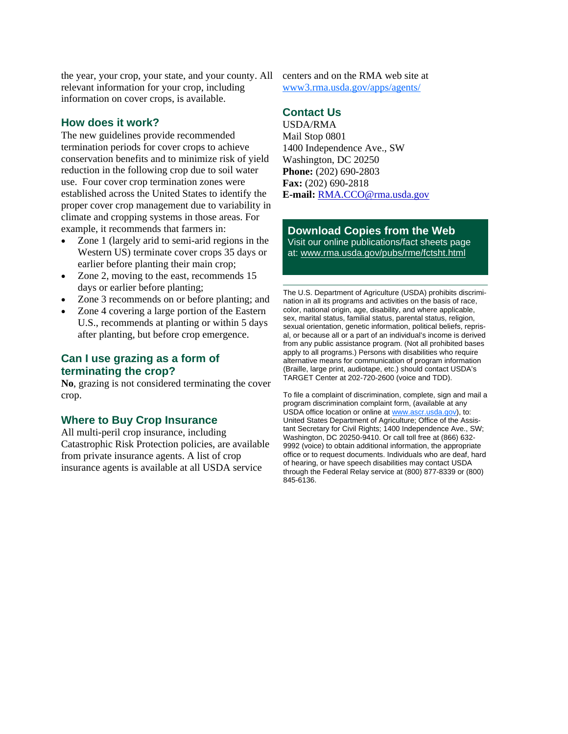the year, your crop, your state, and your county. All relevant information for your crop, including information on cover crops, is available.

## How does it work?

The new guidelines provide recommended termination periods for cover crops to achieve conservation benefits and to minimize risk of yield reduction in the following crop due to soil water use. Four cover crop termination zones were established across the United States to identify the proper cover crop management due to variability in climate and cropping systems in those areas. For example, it recommends that farmers in:

- Zone 1 (largely arid to semi-arid regions in the Western US) terminate cover crops 35 days or earlier before planting their main crop;
- Zone 2, moving to the east, recommends 15 days or earlier before planting;
- Zone 3 recommends on or before planting; and
- Zone 4 covering a large portion of the Eastern U.S., recommends at planting or within 5 days after planting, but before crop emergence.

## Can I use grazing as a form of terminating the crop?

**No**, grazing is not considered terminating the cover crop.

## Where to Buy Crop Insurance

All multi-peril crop insurance, including Catastrophic Risk Protection policies, are available from private insurance agents. A list of crop insurance agents is available at all USDA service centers and on the RMA web site at www3.rma.usda.gov/apps/agents/

## Contact Us

USDA/RMA
Mail Stop 0801
1400 Independence Ave., SW
Washington, DC 20250
**Phone:** (202) 690-2803
**Fax:** (202) 690-2818
**E-mail:** RMA.CCO@rma.usda.gov

## Download Copies from the Web

Visit our online publications/fact sheets page at: www.rma.usda.gov/pubs/rme/fctsht.html

The U.S. Department of Agriculture (USDA) prohibits discrimination in all its programs and activities on the basis of race, color, national origin, age, disability, and where applicable, sex, marital status, familial status, parental status, religion, sexual orientation, genetic information, political beliefs, reprisal, or because all or a part of an individual's income is derived from any public assistance program. (Not all prohibited bases apply to all programs.) Persons with disabilities who require alternative means for communication of program information (Braille, large print, audiotape, etc.) should contact USDA's TARGET Center at 202-720-2600 (voice and TDD).

To file a complaint of discrimination, complete, sign and mail a program discrimination complaint form, (available at any USDA office location or online at www.ascr.usda.gov), to: United States Department of Agriculture; Office of the Assistant Secretary for Civil Rights; 1400 Independence Ave., SW; Washington, DC 20250-9410. Or call toll free at (866) 632-9992 (voice) to obtain additional information, the appropriate office or to request documents. Individuals who are deaf, hard of hearing, or have speech disabilities may contact USDA through the Federal Relay service at (800) 877-8339 or (800) 845-6136.